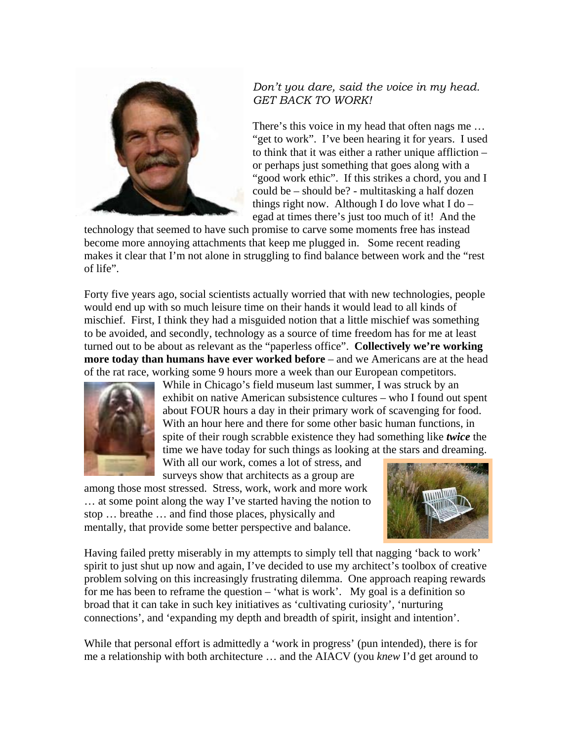*Don't you dare, said the voice in my head. GET BACK TO WORK!*

There's this voice in my head that often nags me … "get to work". I've been hearing it for years. I used to think that it was either a rather unique affliction – or perhaps just something that goes along with a "good work ethic". If this strikes a chord, you and I could be – should be? - multitasking a half dozen things right now. Although I do love what I do – egad at times there's just too much of it! And the technology that seemed to have such promise to carve some moments free has instead become more annoying attachments that keep me plugged in. Some recent reading makes it clear that I'm not alone in struggling to find balance between work and the "rest of life".

Forty five years ago, social scientists actually worried that with new technologies, people would end up with so much leisure time on their hands it would lead to all kinds of mischief. First, I think they had a misguided notion that a little mischief was something to be avoided, and secondly, technology as a source of time freedom has for me at least turned out to be about as relevant as the "paperless office". **Collectively we're working more today than humans have ever worked before** – and we Americans are at the head of the rat race, working some 9 hours more a week than our European competitors. While in Chicago's field museum last summer, I was struck by an exhibit on native American subsistence cultures – who I found out spent about FOUR hours a day in their primary work of scavenging for food. With an hour here and there for some other basic human functions, in spite of their rough scrabble existence they had something like ***twice*** the time we have today for such things as looking at the stars and dreaming. With all our work, comes a lot of stress, and surveys show that architects as a group are among those most stressed. Stress, work, work and more work … at some point along the way I've started having the notion to stop … breathe … and find those places, physically and mentally, that provide some better perspective and balance.

Having failed pretty miserably in my attempts to simply tell that nagging 'back to work' spirit to just shut up now and again, I've decided to use my architect's toolbox of creative problem solving on this increasingly frustrating dilemma. One approach reaping rewards for me has been to reframe the question – 'what is work'. My goal is a definition so broad that it can take in such key initiatives as 'cultivating curiosity', 'nurturing connections', and 'expanding my depth and breadth of spirit, insight and intention'.

While that personal effort is admittedly a 'work in progress' (pun intended), there is for me a relationship with both architecture … and the AIACV (you *knew* I'd get around to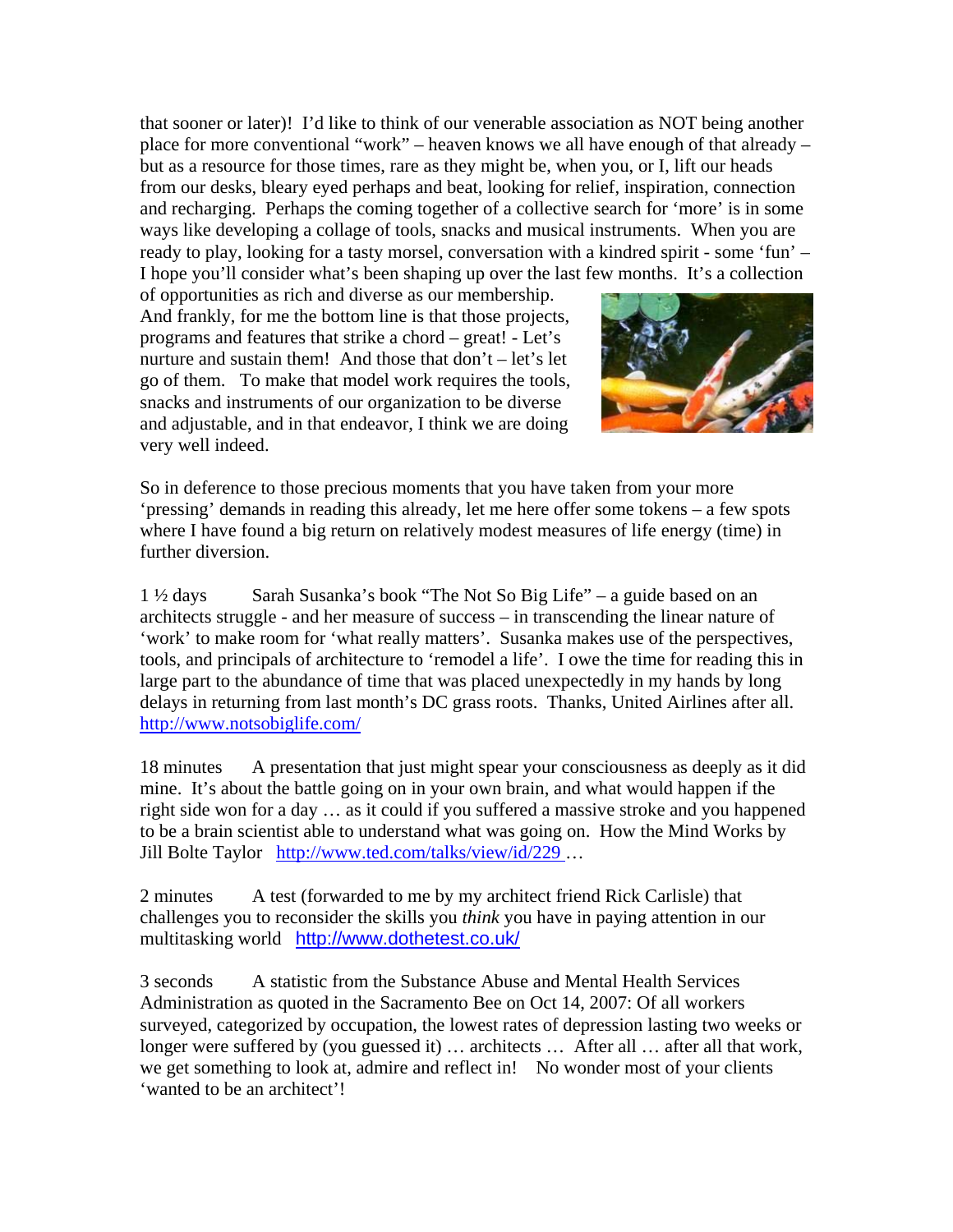that sooner or later)! I'd like to think of our venerable association as NOT being another place for more conventional "work" – heaven knows we all have enough of that already – but as a resource for those times, rare as they might be, when you, or I, lift our heads from our desks, bleary eyed perhaps and beat, looking for relief, inspiration, connection and recharging. Perhaps the coming together of a collective search for 'more' is in some ways like developing a collage of tools, snacks and musical instruments. When you are ready to play, looking for a tasty morsel, conversation with a kindred spirit - some 'fun' – I hope you'll consider what's been shaping up over the last few months. It's a collection of opportunities as rich and diverse as our membership. And frankly, for me the bottom line is that those projects, programs and features that strike a chord – great! - Let's nurture and sustain them! And those that don't – let's let go of them. To make that model work requires the tools, snacks and instruments of our organization to be diverse and adjustable, and in that endeavor, I think we are doing very well indeed.

So in deference to those precious moments that you have taken from your more 'pressing' demands in reading this already, let me here offer some tokens – a few spots where I have found a big return on relatively modest measures of life energy (time) in further diversion.

1 ½ days Sarah Susanka's book "The Not So Big Life" – a guide based on an architects struggle - and her measure of success – in transcending the linear nature of 'work' to make room for 'what really matters'. Susanka makes use of the perspectives, tools, and principals of architecture to 'remodel a life'. I owe the time for reading this in large part to the abundance of time that was placed unexpectedly in my hands by long delays in returning from last month's DC grass roots. Thanks, United Airlines after all. http://www.notsobiglife.com/

18 minutes A presentation that just might spear your consciousness as deeply as it did mine. It's about the battle going on in your own brain, and what would happen if the right side won for a day … as it could if you suffered a massive stroke and you happened to be a brain scientist able to understand what was going on. How the Mind Works by Jill Bolte Taylor http://www.ted.com/talks/view/id/229 …

2 minutes A test (forwarded to me by my architect friend Rick Carlisle) that challenges you to reconsider the skills you *think* you have in paying attention in our multitasking world http://www.dothetest.co.uk/

3 seconds A statistic from the Substance Abuse and Mental Health Services Administration as quoted in the Sacramento Bee on Oct 14, 2007: Of all workers surveyed, categorized by occupation, the lowest rates of depression lasting two weeks or longer were suffered by (you guessed it) … architects … After all … after all that work, we get something to look at, admire and reflect in! No wonder most of your clients 'wanted to be an architect'!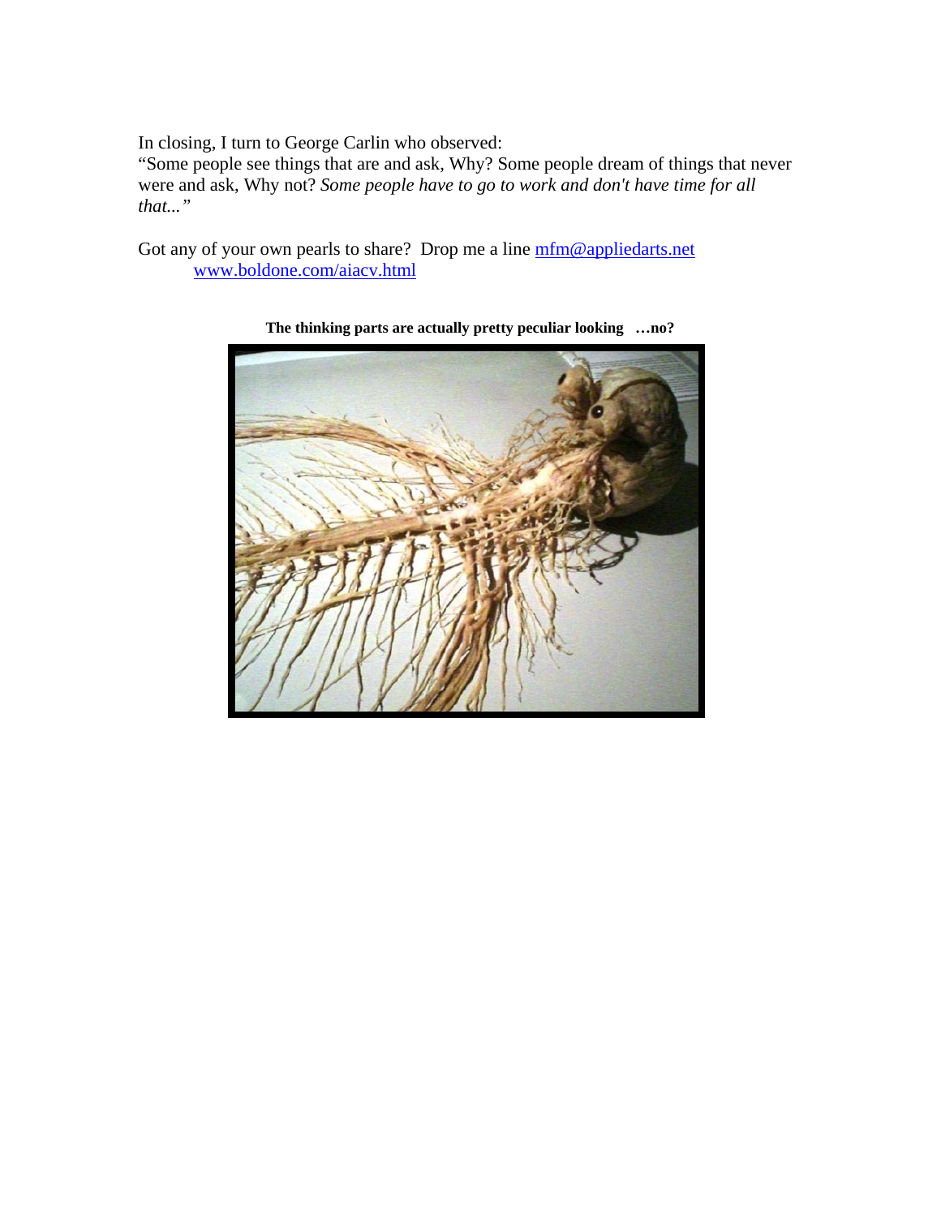In closing, I turn to George Carlin who observed:
"Some people see things that are and ask, Why? Some people dream of things that never were and ask, Why not? *Some people have to go to work and don't have time for all that..."*

Got any of your own pearls to share? Drop me a line mfm@appliedarts.net
www.boldone.com/aiacv.html

**The thinking parts are actually pretty peculiar looking …no?**